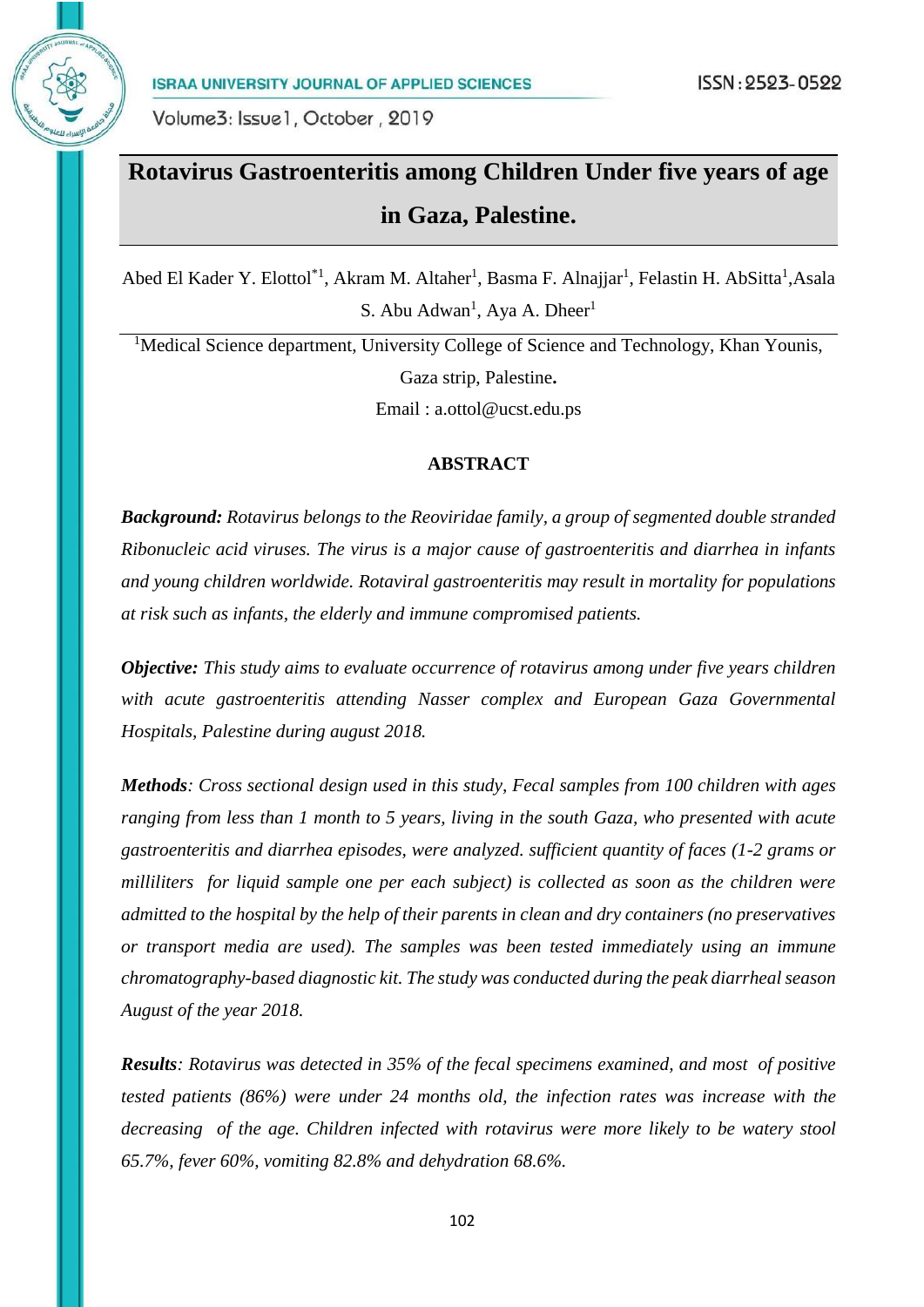# Rotavirus Gastroenteritis among Children Under five years of age in Gaza, Palestine.

Abed El Kader Y. Elottol[*1], Akram M. Altaher[1], Basma F. Alnajjar[1], Felastin H. AbSitta[1],Asala S. Abu Adwan[1], Aya A. Dheer[1]

[1]Medical Science department, University College of Science and Technology, Khan Younis, Gaza strip, Palestine.

Email : a.ottol@ucst.edu.ps

## ABSTRACT

***Background:*** *Rotavirus belongs to the Reoviridae family, a group of segmented double stranded Ribonucleic acid viruses. The virus is a major cause of gastroenteritis and diarrhea in infants and young children worldwide. Rotaviral gastroenteritis may result in mortality for populations at risk such as infants, the elderly and immune compromised patients.*

***Objective:*** *This study aims to evaluate occurrence of rotavirus among under five years children with acute gastroenteritis attending Nasser complex and European Gaza Governmental Hospitals, Palestine during august 2018.*

***Methods****: Cross sectional design used in this study, Fecal samples from 100 children with ages ranging from less than 1 month to 5 years, living in the south Gaza, who presented with acute gastroenteritis and diarrhea episodes, were analyzed. sufficient quantity of faces (1-2 grams or milliliters  for liquid sample one per each subject) is collected as soon as the children were admitted to the hospital by the help of their parents in clean and dry containers (no preservatives or transport media are used). The samples was been tested immediately using an immune chromatography-based diagnostic kit. The study was conducted during the peak diarrheal season August of the year 2018.*

***Results****: Rotavirus was detected in 35% of the fecal specimens examined, and most  of positive tested patients (86%) were under 24 months old, the infection rates was increase with the decreasing  of the age. Children infected with rotavirus were more likely to be watery stool 65.7%, fever 60%, vomiting 82.8% and dehydration 68.6%.*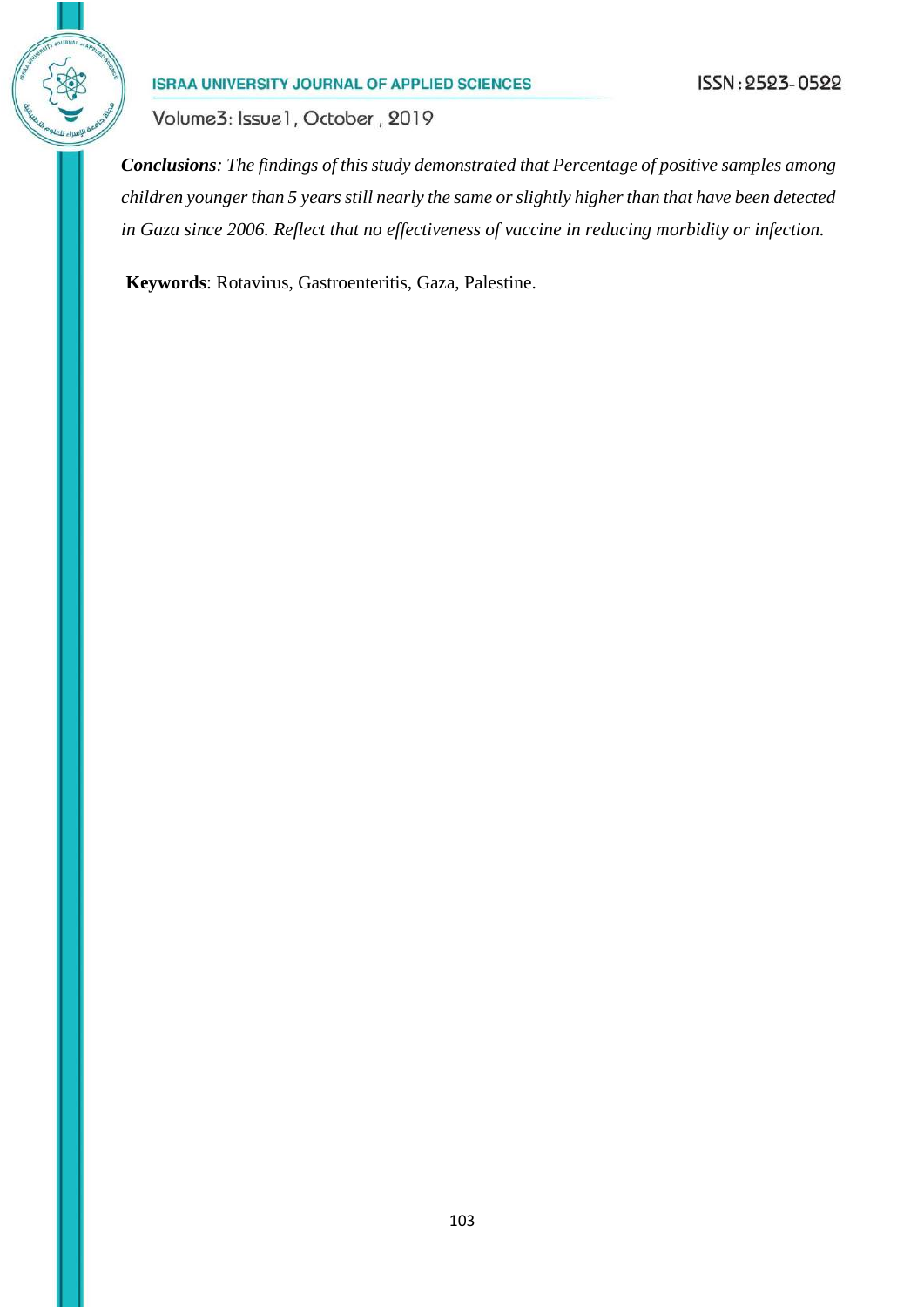***Conclusions**: The findings of this study demonstrated that Percentage of positive samples among children younger than 5 years still nearly the same or slightly higher than that have been detected in Gaza since 2006. Reflect that no effectiveness of vaccine in reducing morbidity or infection.*

**Keywords**: Rotavirus, Gastroenteritis, Gaza, Palestine.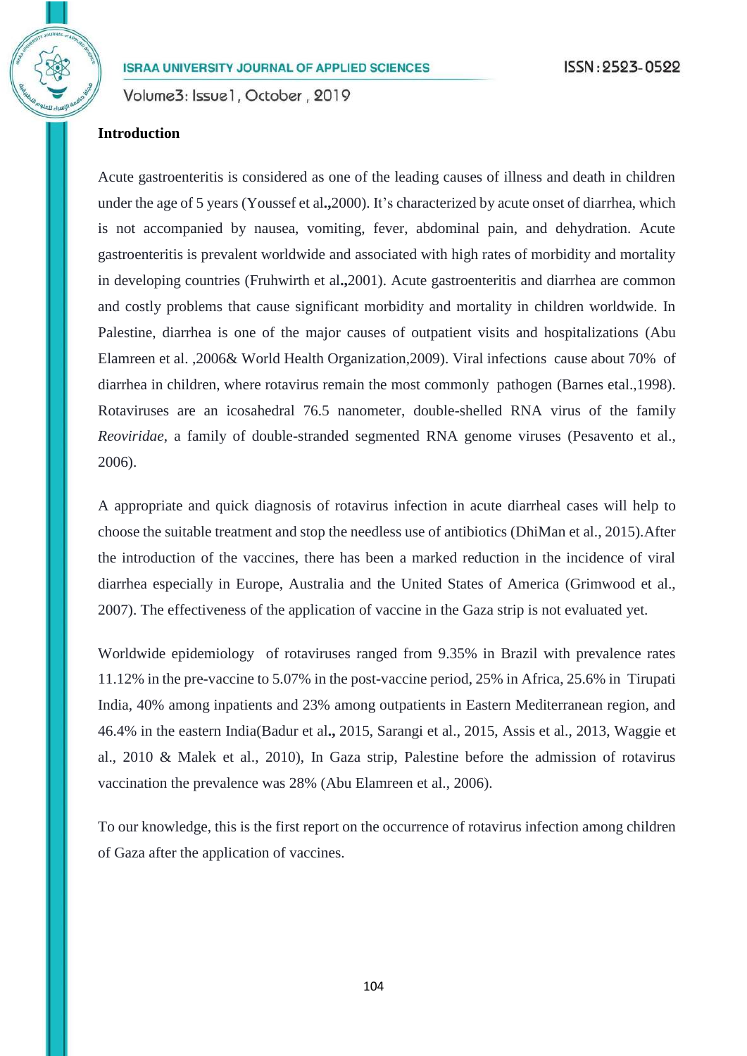## Introduction

Acute gastroenteritis is considered as one of the leading causes of illness and death in children under the age of 5 years (Youssef et al**.,**2000). It's characterized by acute onset of diarrhea, which is not accompanied by nausea, vomiting, fever, abdominal pain, and dehydration. Acute gastroenteritis is prevalent worldwide and associated with high rates of morbidity and mortality in developing countries (Fruhwirth et al**.,**2001). Acute gastroenteritis and diarrhea are common and costly problems that cause significant morbidity and mortality in children worldwide. In Palestine, diarrhea is one of the major causes of outpatient visits and hospitalizations (Abu Elamreen et al. ,2006& World Health Organization,2009). Viral infections cause about 70% of diarrhea in children, where rotavirus remain the most commonly pathogen (Barnes etal.,1998). Rotaviruses are an icosahedral 76.5 nanometer, double-shelled RNA virus of the family *Reoviridae*, a family of double-stranded segmented RNA genome viruses (Pesavento et al., 2006).

A appropriate and quick diagnosis of rotavirus infection in acute diarrheal cases will help to choose the suitable treatment and stop the needless use of antibiotics (DhiMan et al., 2015).After the introduction of the vaccines, there has been a marked reduction in the incidence of viral diarrhea especially in Europe, Australia and the United States of America (Grimwood et al., 2007). The effectiveness of the application of vaccine in the Gaza strip is not evaluated yet.

Worldwide epidemiology of rotaviruses ranged from 9.35% in Brazil with prevalence rates 11.12% in the pre-vaccine to 5.07% in the post-vaccine period, 25% in Africa, 25.6% in Tirupati India, 40% among inpatients and 23% among outpatients in Eastern Mediterranean region, and 46.4% in the eastern India(Badur et al**.,** 2015, Sarangi et al., 2015, Assis et al., 2013, Waggie et al., 2010 & Malek et al., 2010), In Gaza strip, Palestine before the admission of rotavirus vaccination the prevalence was 28% (Abu Elamreen et al., 2006).

To our knowledge, this is the first report on the occurrence of rotavirus infection among children of Gaza after the application of vaccines.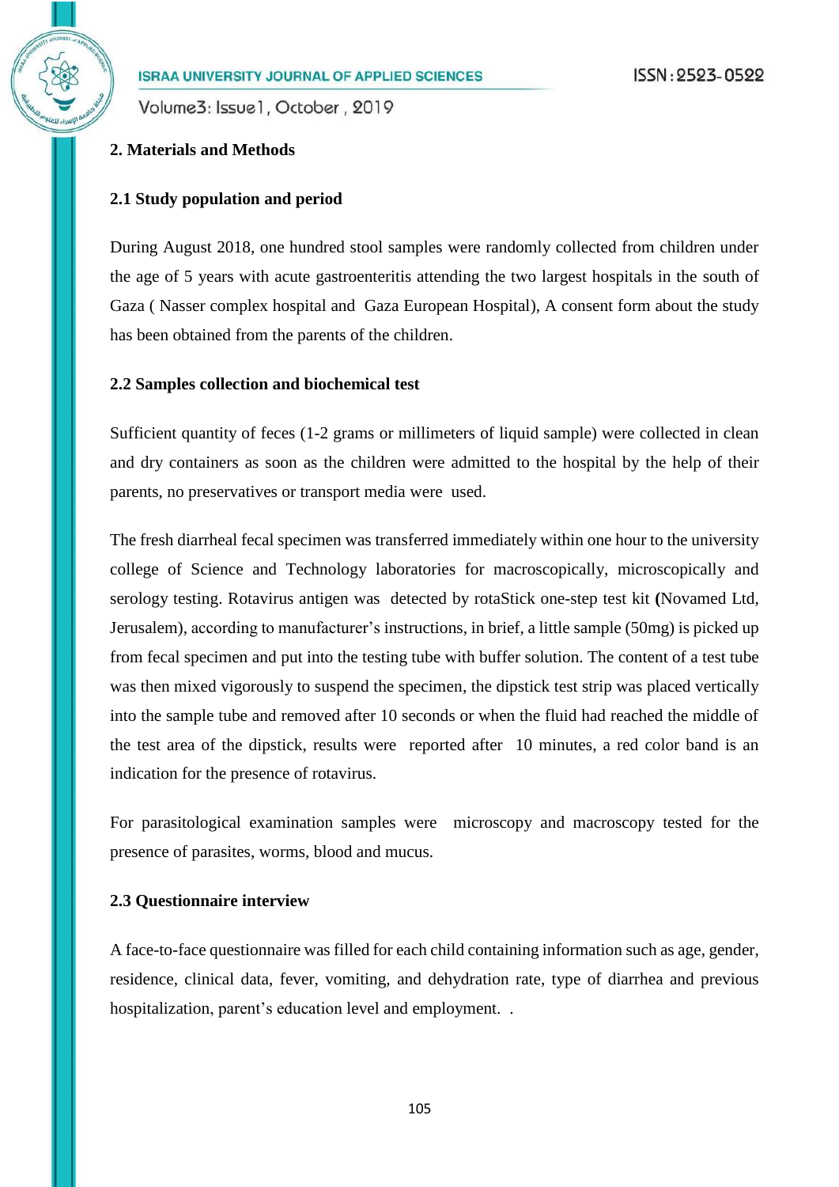## 2. Materials and Methods

### 2.1 Study population and period

During August 2018, one hundred stool samples were randomly collected from children under the age of 5 years with acute gastroenteritis attending the two largest hospitals in the south of Gaza ( Nasser complex hospital and Gaza European Hospital), A consent form about the study has been obtained from the parents of the children.

### 2.2 Samples collection and biochemical test

Sufficient quantity of feces (1-2 grams or millimeters of liquid sample) were collected in clean and dry containers as soon as the children were admitted to the hospital by the help of their parents, no preservatives or transport media were used.

The fresh diarrheal fecal specimen was transferred immediately within one hour to the university college of Science and Technology laboratories for macroscopically, microscopically and serology testing. Rotavirus antigen was detected by rotaStick one-step test kit **(**Novamed Ltd, Jerusalem), according to manufacturer's instructions, in brief, a little sample (50mg) is picked up from fecal specimen and put into the testing tube with buffer solution. The content of a test tube was then mixed vigorously to suspend the specimen, the dipstick test strip was placed vertically into the sample tube and removed after 10 seconds or when the fluid had reached the middle of the test area of the dipstick, results were reported after 10 minutes, a red color band is an indication for the presence of rotavirus.

For parasitological examination samples were microscopy and macroscopy tested for the presence of parasites, worms, blood and mucus.

### 2.3 Questionnaire interview

A face-to-face questionnaire was filled for each child containing information such as age, gender, residence, clinical data, fever, vomiting, and dehydration rate, type of diarrhea and previous hospitalization, parent's education level and employment. .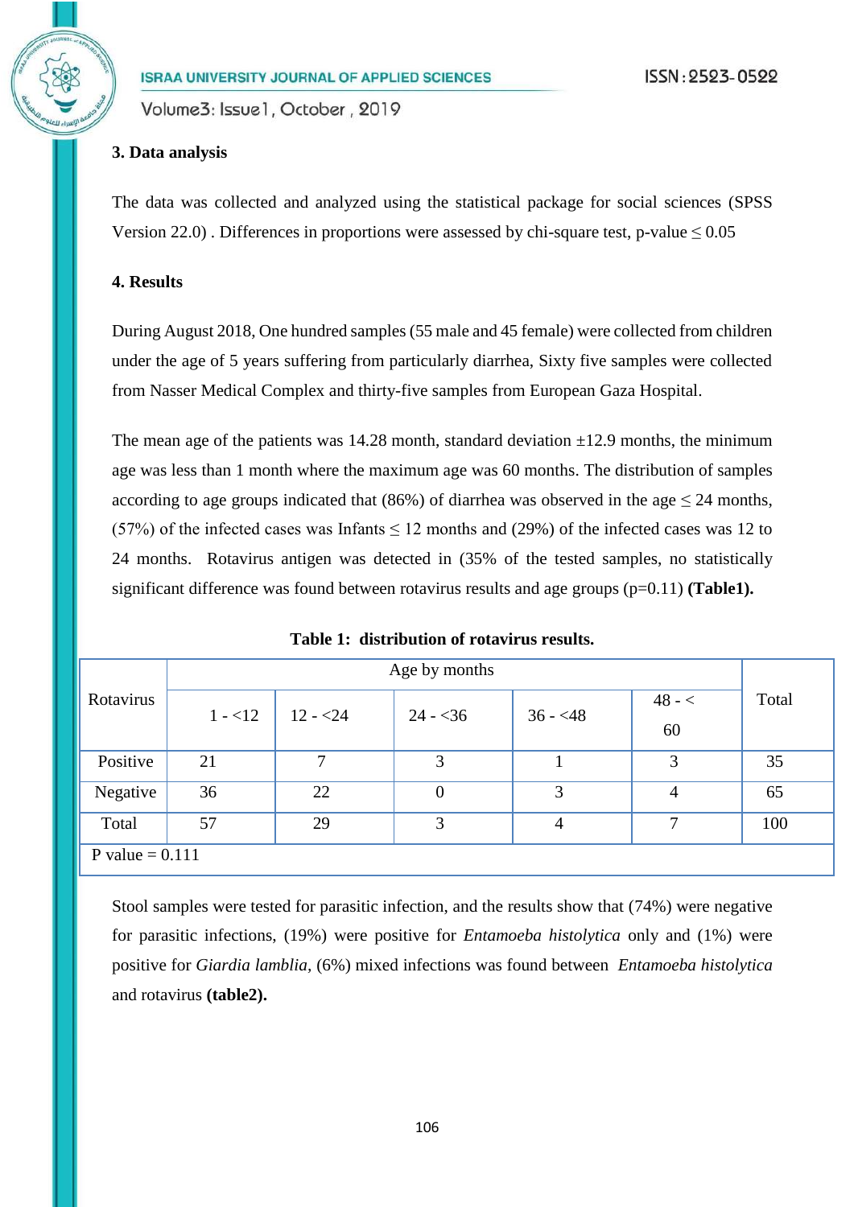## 3. Data analysis

The data was collected and analyzed using the statistical package for social sciences (SPSS Version 22.0) . Differences in proportions were assessed by chi-square test, p-value $\leq 0.05$

## 4. Results

During August 2018, One hundred samples (55 male and 45 female) were collected from children under the age of 5 years suffering from particularly diarrhea, Sixty five samples were collected from Nasser Medical Complex and thirty-five samples from European Gaza Hospital.

The mean age of the patients was 14.28 month, standard deviation ±12.9 months, the minimum age was less than 1 month where the maximum age was 60 months. The distribution of samples according to age groups indicated that (86%) of diarrhea was observed in the age $\leq$ 24 months, (57%) of the infected cases was Infants $\leq$ 12 months and (29%) of the infected cases was 12 to 24 months. Rotavirus antigen was detected in (35% of the tested samples, no statistically significant difference was found between rotavirus results and age groups (p=0.11) **(Table1).**

**Table 1: distribution of rotavirus results.**

| Rotavirus | Age by months | | | | | Total |
|---|---|---|---|---|---|---|
| | 1 - <12 | 12 - <24 | 24 - <36 | 36 - <48 | 48 - < 60 | |
| Positive | 21 | 7 | 3 | 1 | 3 | 35 |
| Negative | 36 | 22 | 0 | 3 | 4 | 65 |
| Total | 57 | 29 | 3 | 4 | 7 | 100 |
| P value = 0.111 | | | | | | |

Stool samples were tested for parasitic infection, and the results show that (74%) were negative for parasitic infections, (19%) were positive for *Entamoeba histolytica* only and (1%) were positive for *Giardia lamblia*, (6%) mixed infections was found between *Entamoeba histolytica* and rotavirus **(table2).**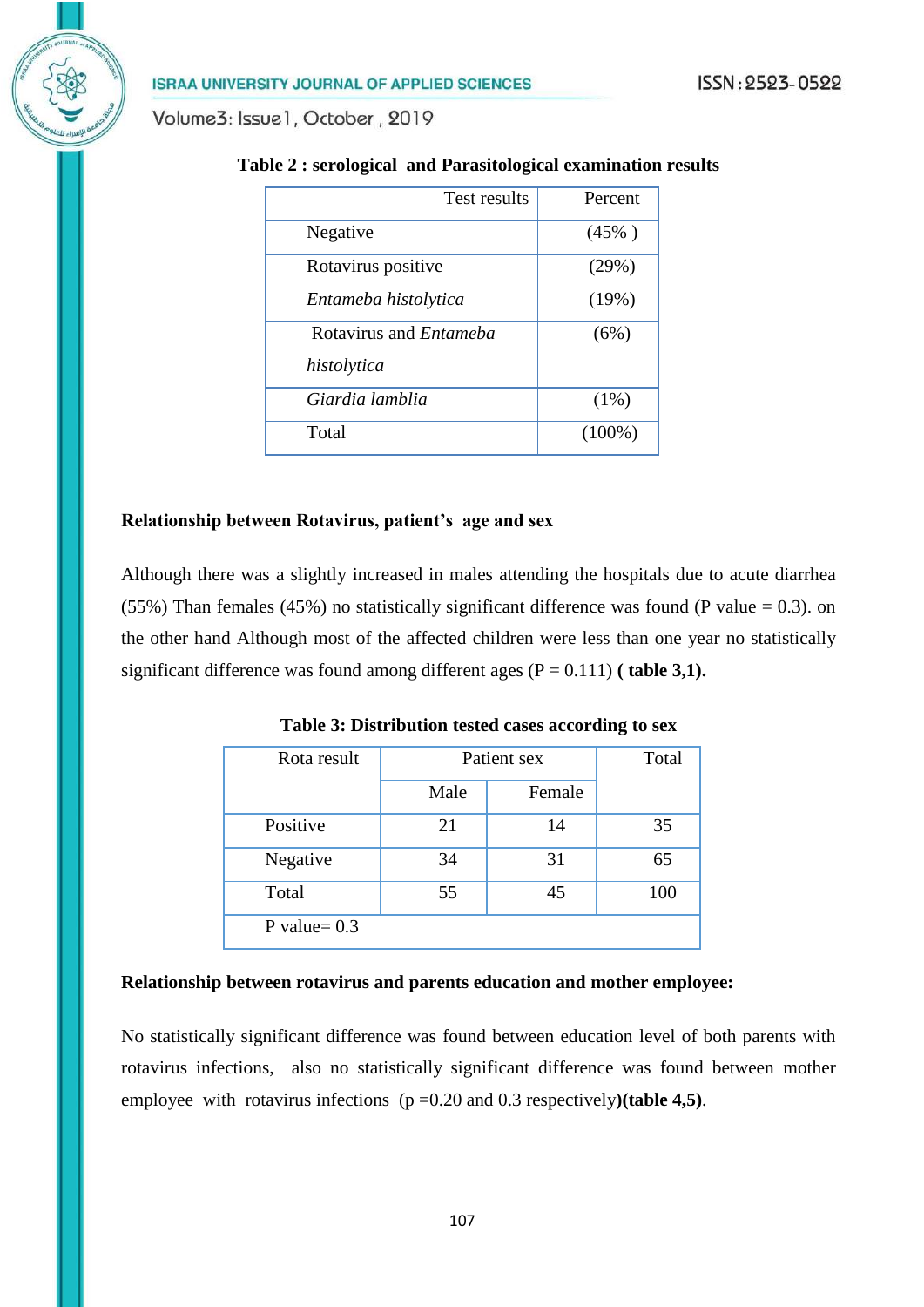**Table 2 : serological and Parasitological examination results**

| Test results | Percent |
|---|---|
| Negative | (45% ) |
| Rotavirus positive | (29%) |
| *Entameba histolytica* | (19%) |
| Rotavirus and *Entameba histolytica* | (6%) |
| *Giardia lamblia* | (1%) |
| Total | (100%) |

**Relationship between Rotavirus, patient's age and sex**

Although there was a slightly increased in males attending the hospitals due to acute diarrhea (55%) Than females (45%) no statistically significant difference was found (P value = 0.3). on the other hand Although most of the affected children were less than one year no statistically significant difference was found among different ages (P = 0.111) **( table 3,1).**

**Table 3: Distribution tested cases according to sex**

| Rota result | Patient sex | | Total |
|---|---|---|---|
| | Male | Female | |
| Positive | 21 | 14 | 35 |
| Negative | 34 | 31 | 65 |
| Total | 55 | 45 | 100 |
| P value= 0.3 | | | |

**Relationship between rotavirus and parents education and mother employee:**

No statistically significant difference was found between education level of both parents with rotavirus infections, also no statistically significant difference was found between mother employee with rotavirus infections (p =0.20 and 0.3 respectively)**(table 4,5)**.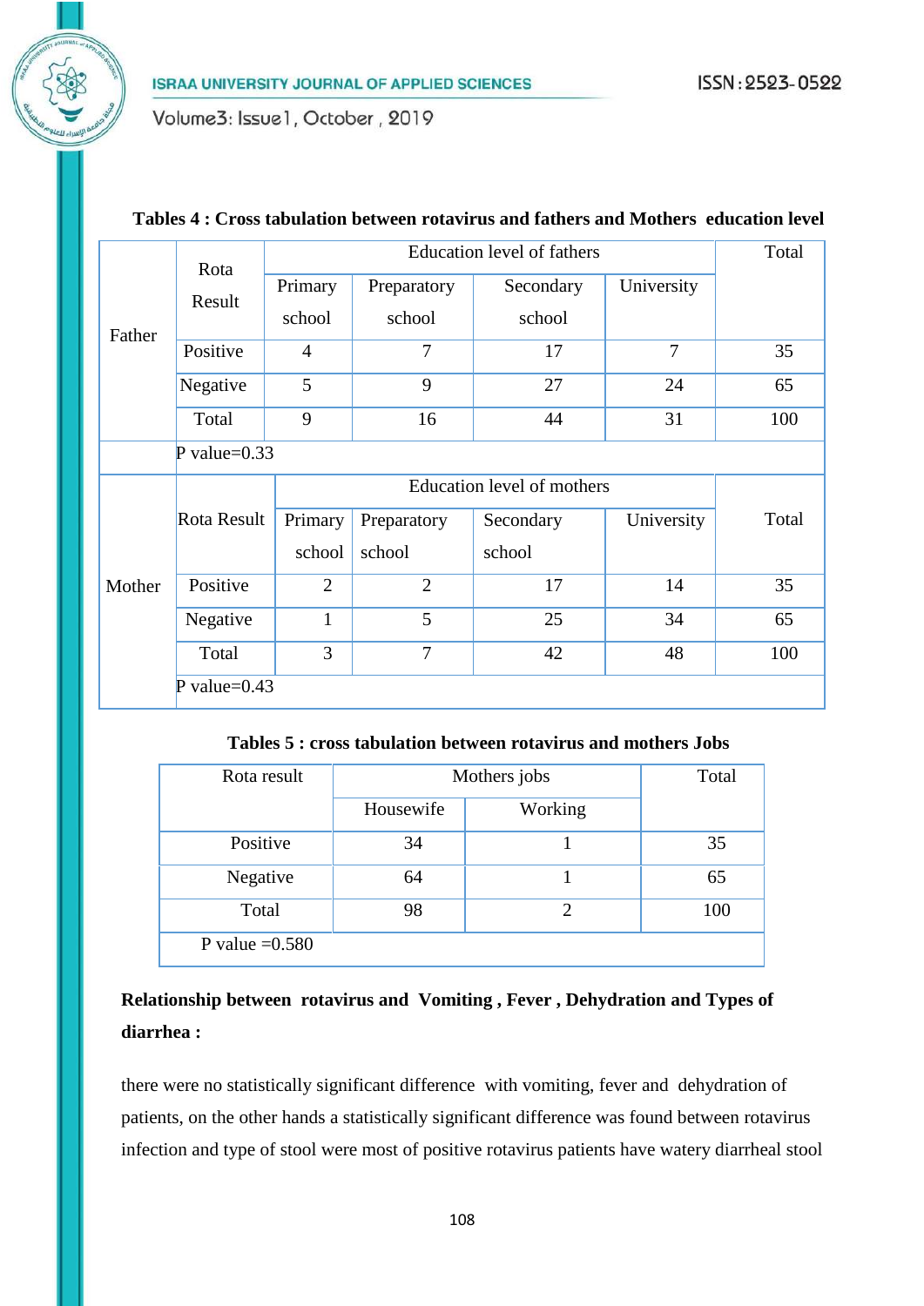**Tables 4 : Cross tabulation between rotavirus and fathers and Mothers education level**

| | Rota Result | Education level of fathers | | | | Total |
|---|---|---|---|---|---|---|
| | | Primary school | Preparatory school | Secondary school | University | |
| Father | Positive | 4 | 7 | 17 | 7 | 35 |
| | Negative | 5 | 9 | 27 | 24 | 65 |
| | Total | 9 | 16 | 44 | 31 | 100 |
| | P value=0.33 | | | | | |
| | Rota Result | Education level of mothers | | | | Total |
| | | Primary school | Preparatory school | Secondary school | University | |
| Mother | Positive | 2 | 2 | 17 | 14 | 35 |
| | Negative | 1 | 5 | 25 | 34 | 65 |
| | Total | 3 | 7 | 42 | 48 | 100 |
| | P value=0.43 | | | | | |

**Tables 5 : cross tabulation between rotavirus and mothers Jobs**

| Rota result | Mothers jobs | | Total |
|---|---|---|---|
| | Housewife | Working | |
| Positive | 34 | 1 | 35 |
| Negative | 64 | 1 | 65 |
| Total | 98 | 2 | 100 |
| P value =0.580 | | | |

**Relationship between rotavirus and Vomiting , Fever , Dehydration and Types of diarrhea :**

there were no statistically significant difference with vomiting, fever and dehydration of patients, on the other hands a statistically significant difference was found between rotavirus infection and type of stool were most of positive rotavirus patients have watery diarrheal stool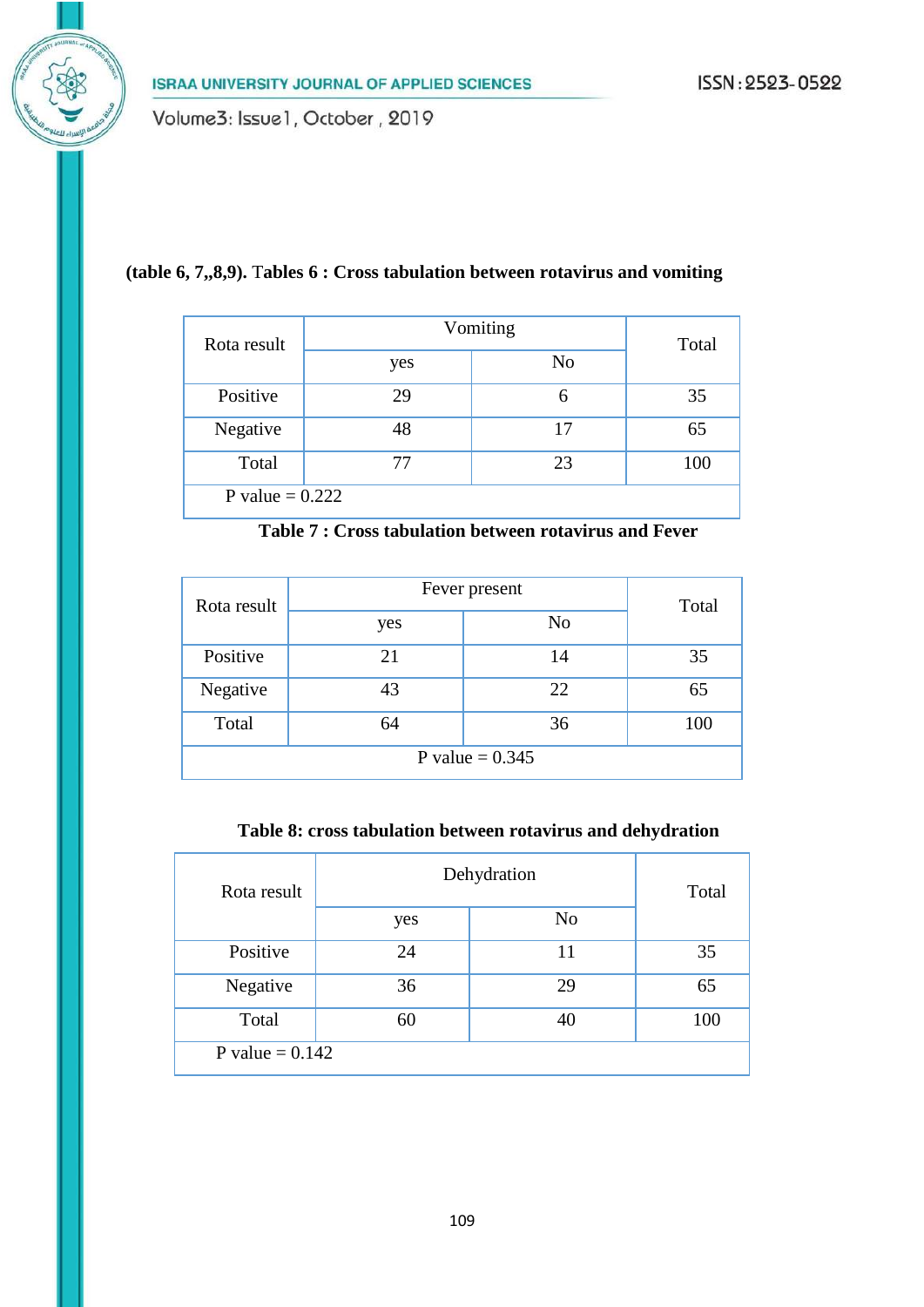**(table 6, 7,,8,9). Tables 6 : Cross tabulation between rotavirus and vomiting**

| Rota result | Vomiting | | Total |
|---|---|---|---|
| | yes | No | |
| Positive | 29 | 6 | 35 |
| Negative | 48 | 17 | 65 |
| Total | 77 | 23 | 100 |
| P value = 0.222 | | | |

**Table 7 : Cross tabulation between rotavirus and Fever**

| Rota result | Fever present | | Total |
|---|---|---|---|
| | yes | No | |
| Positive | 21 | 14 | 35 |
| Negative | 43 | 22 | 65 |
| Total | 64 | 36 | 100 |
| P value = 0.345 | | | |

**Table 8: cross tabulation between rotavirus and dehydration**

| Rota result | Dehydration | | Total |
|---|---|---|---|
| | yes | No | |
| Positive | 24 | 11 | 35 |
| Negative | 36 | 29 | 65 |
| Total | 60 | 40 | 100 |
| P value = 0.142 | | | |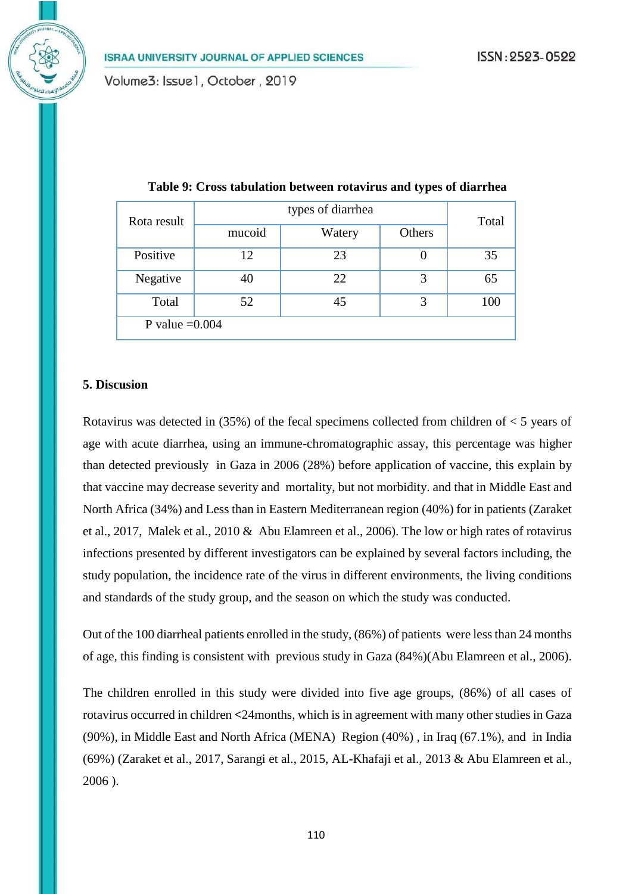**Table 9: Cross tabulation between rotavirus and types of diarrhea**

| Rota result | types of diarrhea | | | Total |
|---|---|---|---|---|
| | mucoid | Watery | Others | |
| Positive | 12 | 23 | 0 | 35 |
| Negative | 40 | 22 | 3 | 65 |
| Total | 52 | 45 | 3 | 100 |
| P value =0.004 | | | | |

### 5. Discusion

Rotavirus was detected in (35%) of the fecal specimens collected from children of < 5 years of age with acute diarrhea, using an immune-chromatographic assay, this percentage was higher than detected previously in Gaza in 2006 (28%) before application of vaccine, this explain by that vaccine may decrease severity and mortality, but not morbidity. and that in Middle East and North Africa (34%) and Less than in Eastern Mediterranean region (40%) for in patients (Zaraket et al., 2017, Malek et al., 2010 & Abu Elamreen et al., 2006). The low or high rates of rotavirus infections presented by different investigators can be explained by several factors including, the study population, the incidence rate of the virus in different environments, the living conditions and standards of the study group, and the season on which the study was conducted.

Out of the 100 diarrheal patients enrolled in the study, (86%) of patients were less than 24 months of age, this finding is consistent with previous study in Gaza (84%)(Abu Elamreen et al., 2006).

The children enrolled in this study were divided into five age groups, (86%) of all cases of rotavirus occurred in children <24months, which is in agreement with many other studies in Gaza (90%), in Middle East and North Africa (MENA) Region (40%) , in Iraq (67.1%), and in India (69%) (Zaraket et al., 2017, Sarangi et al., 2015, AL-Khafaji et al., 2013 & Abu Elamreen et al., 2006 ).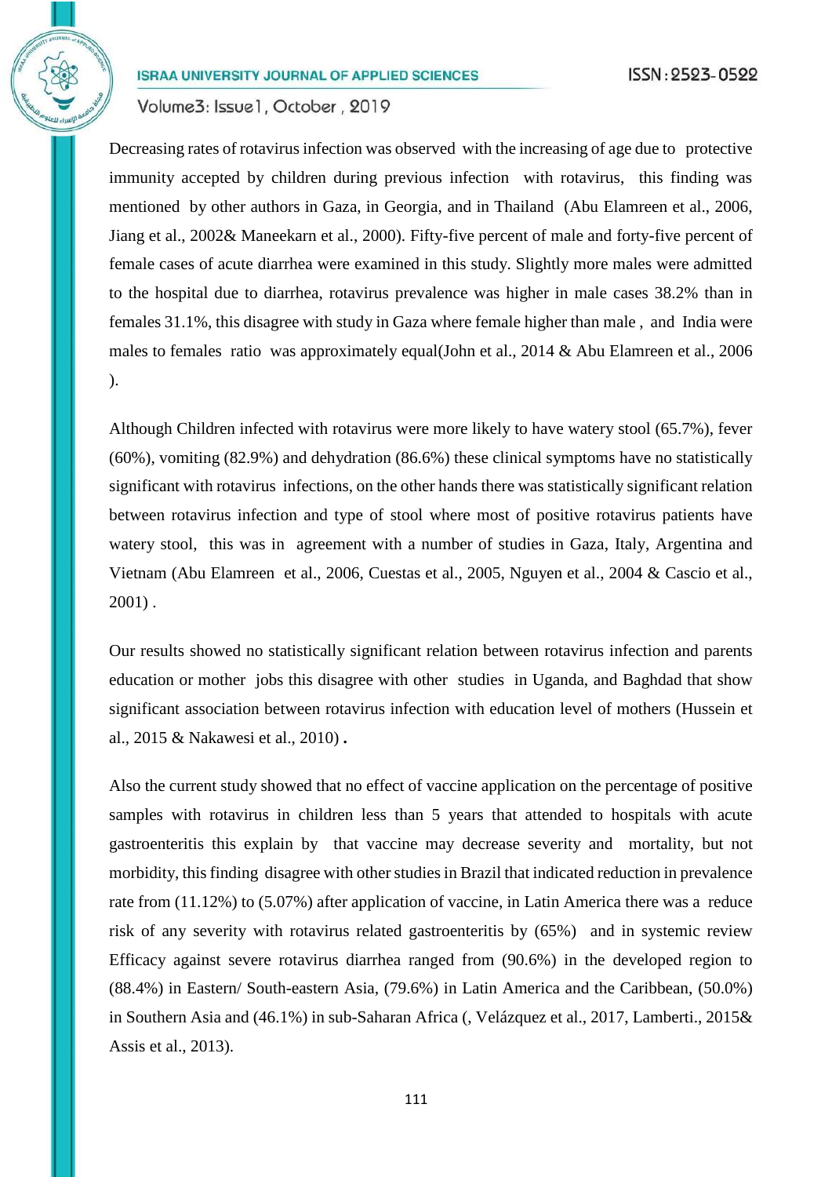Decreasing rates of rotavirus infection was observed with the increasing of age due to protective immunity accepted by children during previous infection with rotavirus, this finding was mentioned by other authors in Gaza, in Georgia, and in Thailand (Abu Elamreen et al., 2006, Jiang et al., 2002& Maneekarn et al., 2000). Fifty-five percent of male and forty-five percent of female cases of acute diarrhea were examined in this study. Slightly more males were admitted to the hospital due to diarrhea, rotavirus prevalence was higher in male cases 38.2% than in females 31.1%, this disagree with study in Gaza where female higher than male , and India were males to females ratio was approximately equal(John et al., 2014 & Abu Elamreen et al., 2006 ).

Although Children infected with rotavirus were more likely to have watery stool (65.7%), fever (60%), vomiting (82.9%) and dehydration (86.6%) these clinical symptoms have no statistically significant with rotavirus infections, on the other hands there was statistically significant relation between rotavirus infection and type of stool where most of positive rotavirus patients have watery stool, this was in agreement with a number of studies in Gaza, Italy, Argentina and Vietnam (Abu Elamreen et al., 2006, Cuestas et al., 2005, Nguyen et al., 2004 & Cascio et al., 2001) .

Our results showed no statistically significant relation between rotavirus infection and parents education or mother jobs this disagree with other studies in Uganda, and Baghdad that show significant association between rotavirus infection with education level of mothers (Hussein et al., 2015 & Nakawesi et al., 2010) **.**

Also the current study showed that no effect of vaccine application on the percentage of positive samples with rotavirus in children less than 5 years that attended to hospitals with acute gastroenteritis this explain by that vaccine may decrease severity and mortality, but not morbidity, this finding disagree with other studies in Brazil that indicated reduction in prevalence rate from (11.12%) to (5.07%) after application of vaccine, in Latin America there was a reduce risk of any severity with rotavirus related gastroenteritis by (65%) and in systemic review Efficacy against severe rotavirus diarrhea ranged from (90.6%) in the developed region to (88.4%) in Eastern/ South-eastern Asia, (79.6%) in Latin America and the Caribbean, (50.0%) in Southern Asia and (46.1%) in sub-Saharan Africa (, Velázquez et al., 2017, Lamberti., 2015& Assis et al., 2013).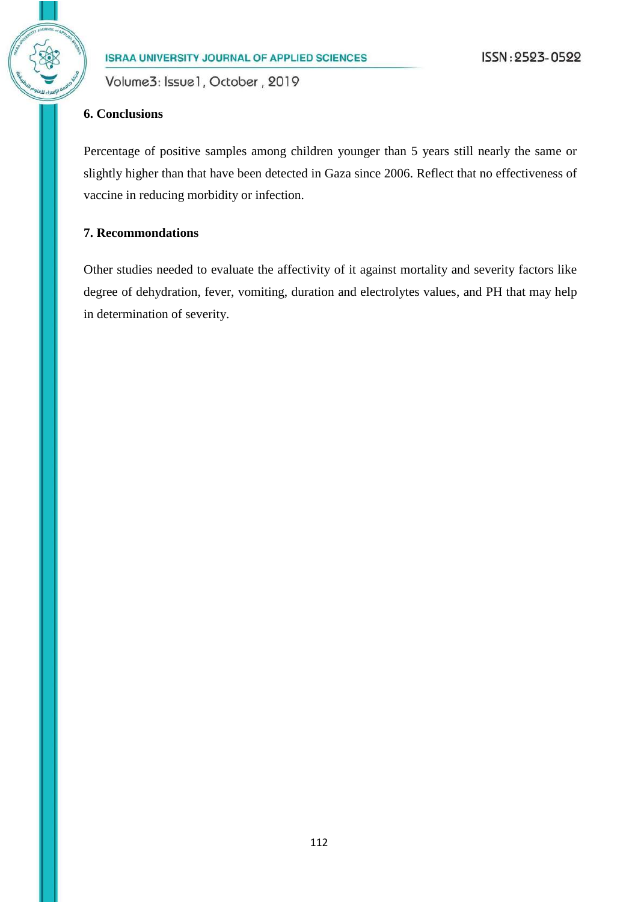## 6. Conclusions

Percentage of positive samples among children younger than 5 years still nearly the same or slightly higher than that have been detected in Gaza since 2006. Reflect that no effectiveness of vaccine in reducing morbidity or infection.

## 7. Recommondations

Other studies needed to evaluate the affectivity of it against mortality and severity factors like degree of dehydration, fever, vomiting, duration and electrolytes values, and PH that may help in determination of severity.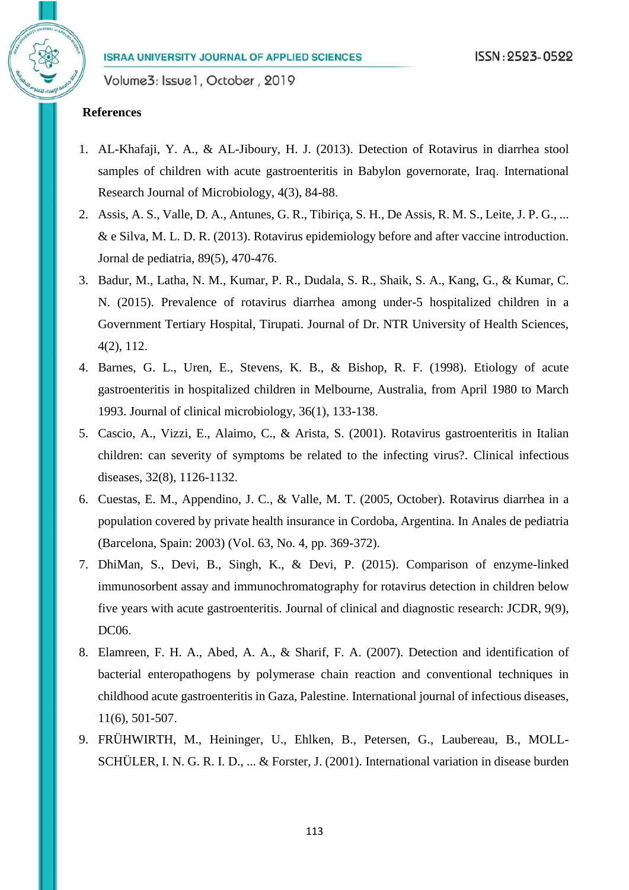## References

1. AL-Khafaji, Y. A., & AL-Jiboury, H. J. (2013). Detection of Rotavirus in diarrhea stool samples of children with acute gastroenteritis in Babylon governorate, Iraq. International Research Journal of Microbiology, 4(3), 84-88.
2. Assis, A. S., Valle, D. A., Antunes, G. R., Tibiriça, S. H., De Assis, R. M. S., Leite, J. P. G., ... & e Silva, M. L. D. R. (2013). Rotavirus epidemiology before and after vaccine introduction. Jornal de pediatria, 89(5), 470-476.
3. Badur, M., Latha, N. M., Kumar, P. R., Dudala, S. R., Shaik, S. A., Kang, G., & Kumar, C. N. (2015). Prevalence of rotavirus diarrhea among under-5 hospitalized children in a Government Tertiary Hospital, Tirupati. Journal of Dr. NTR University of Health Sciences, 4(2), 112.
4. Barnes, G. L., Uren, E., Stevens, K. B., & Bishop, R. F. (1998). Etiology of acute gastroenteritis in hospitalized children in Melbourne, Australia, from April 1980 to March 1993. Journal of clinical microbiology, 36(1), 133-138.
5. Cascio, A., Vizzi, E., Alaimo, C., & Arista, S. (2001). Rotavirus gastroenteritis in Italian children: can severity of symptoms be related to the infecting virus?. Clinical infectious diseases, 32(8), 1126-1132.
6. Cuestas, E. M., Appendino, J. C., & Valle, M. T. (2005, October). Rotavirus diarrhea in a population covered by private health insurance in Cordoba, Argentina. In Anales de pediatria (Barcelona, Spain: 2003) (Vol. 63, No. 4, pp. 369-372).
7. DhiMan, S., Devi, B., Singh, K., & Devi, P. (2015). Comparison of enzyme-linked immunosorbent assay and immunochromatography for rotavirus detection in children below five years with acute gastroenteritis. Journal of clinical and diagnostic research: JCDR, 9(9), DC06.
8. Elamreen, F. H. A., Abed, A. A., & Sharif, F. A. (2007). Detection and identification of bacterial enteropathogens by polymerase chain reaction and conventional techniques in childhood acute gastroenteritis in Gaza, Palestine. International journal of infectious diseases, 11(6), 501-507.
9. FRÜHWIRTH, M., Heininger, U., Ehlken, B., Petersen, G., Laubereau, B., MOLL-SCHÜLER, I. N. G. R. I. D., ... & Forster, J. (2001). International variation in disease burden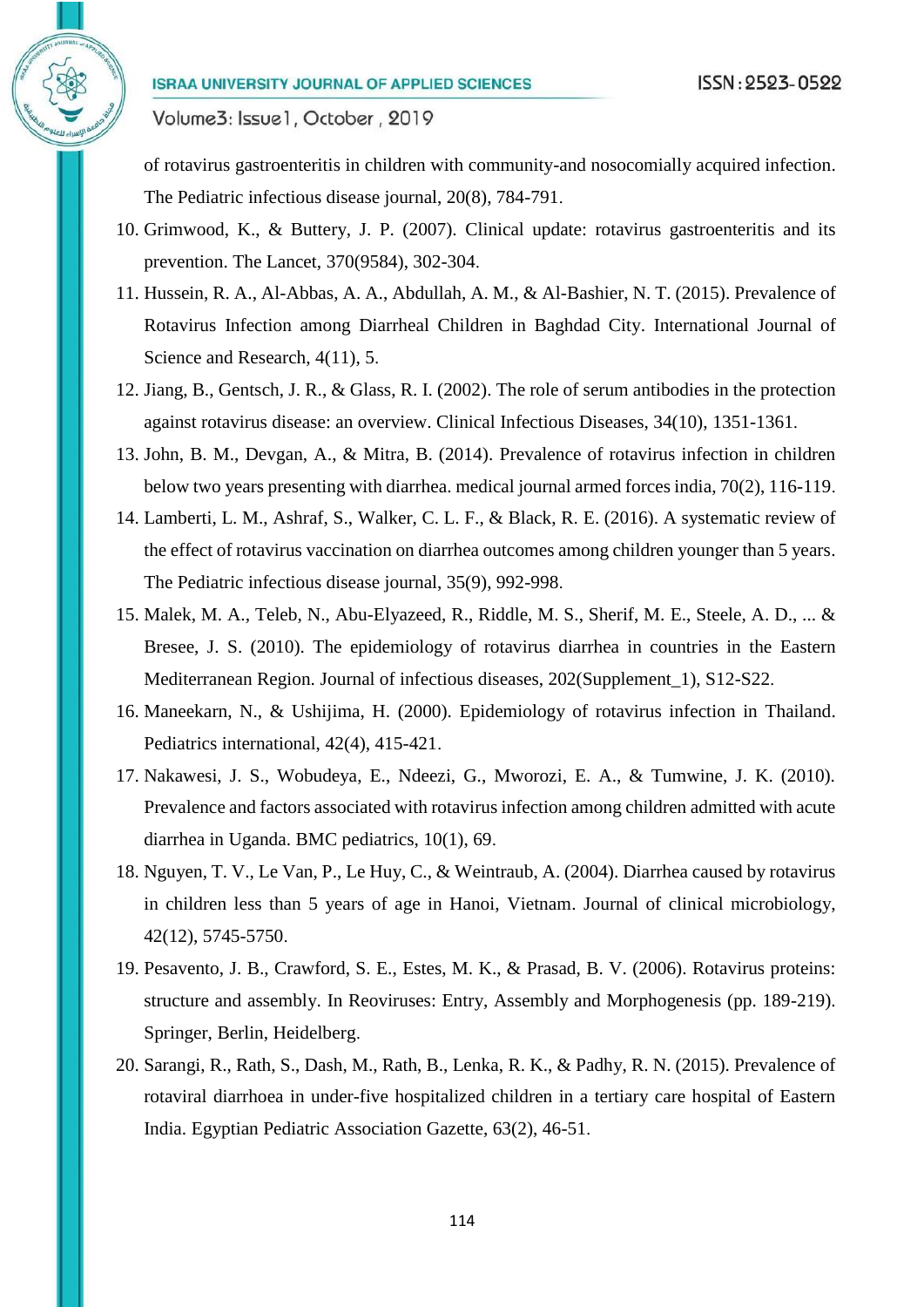of rotavirus gastroenteritis in children with community-and nosocomially acquired infection. The Pediatric infectious disease journal, 20(8), 784-791.

10. Grimwood, K., & Buttery, J. P. (2007). Clinical update: rotavirus gastroenteritis and its prevention. The Lancet, 370(9584), 302-304.
11. Hussein, R. A., Al-Abbas, A. A., Abdullah, A. M., & Al-Bashier, N. T. (2015). Prevalence of Rotavirus Infection among Diarrheal Children in Baghdad City. International Journal of Science and Research, 4(11), 5.
12. Jiang, B., Gentsch, J. R., & Glass, R. I. (2002). The role of serum antibodies in the protection against rotavirus disease: an overview. Clinical Infectious Diseases, 34(10), 1351-1361.
13. John, B. M., Devgan, A., & Mitra, B. (2014). Prevalence of rotavirus infection in children below two years presenting with diarrhea. medical journal armed forces india, 70(2), 116-119.
14. Lamberti, L. M., Ashraf, S., Walker, C. L. F., & Black, R. E. (2016). A systematic review of the effect of rotavirus vaccination on diarrhea outcomes among children younger than 5 years. The Pediatric infectious disease journal, 35(9), 992-998.
15. Malek, M. A., Teleb, N., Abu-Elyazeed, R., Riddle, M. S., Sherif, M. E., Steele, A. D., ... & Bresee, J. S. (2010). The epidemiology of rotavirus diarrhea in countries in the Eastern Mediterranean Region. Journal of infectious diseases, 202(Supplement_1), S12-S22.
16. Maneekarn, N., & Ushijima, H. (2000). Epidemiology of rotavirus infection in Thailand. Pediatrics international, 42(4), 415-421.
17. Nakawesi, J. S., Wobudeya, E., Ndeezi, G., Mworozi, E. A., & Tumwine, J. K. (2010). Prevalence and factors associated with rotavirus infection among children admitted with acute diarrhea in Uganda. BMC pediatrics, 10(1), 69.
18. Nguyen, T. V., Le Van, P., Le Huy, C., & Weintraub, A. (2004). Diarrhea caused by rotavirus in children less than 5 years of age in Hanoi, Vietnam. Journal of clinical microbiology, 42(12), 5745-5750.
19. Pesavento, J. B., Crawford, S. E., Estes, M. K., & Prasad, B. V. (2006). Rotavirus proteins: structure and assembly. In Reoviruses: Entry, Assembly and Morphogenesis (pp. 189-219). Springer, Berlin, Heidelberg.
20. Sarangi, R., Rath, S., Dash, M., Rath, B., Lenka, R. K., & Padhy, R. N. (2015). Prevalence of rotaviral diarrhoea in under-five hospitalized children in a tertiary care hospital of Eastern India. Egyptian Pediatric Association Gazette, 63(2), 46-51.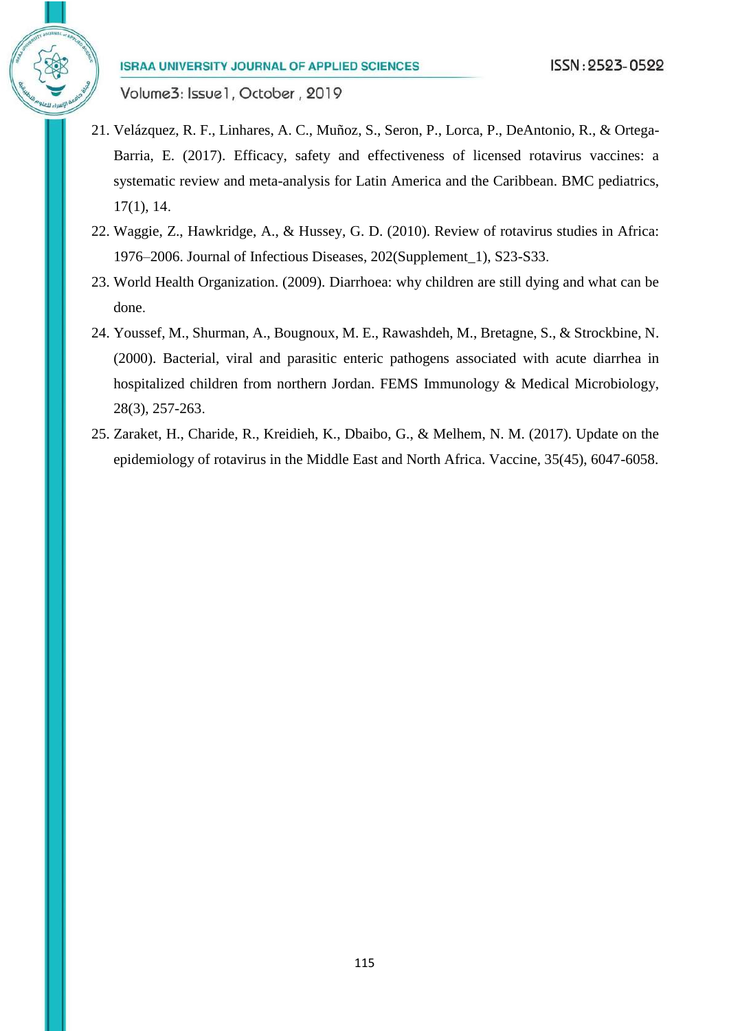21. Velázquez, R. F., Linhares, A. C., Muñoz, S., Seron, P., Lorca, P., DeAntonio, R., & Ortega-Barria, E. (2017). Efficacy, safety and effectiveness of licensed rotavirus vaccines: a systematic review and meta-analysis for Latin America and the Caribbean. BMC pediatrics, 17(1), 14.
22. Waggie, Z., Hawkridge, A., & Hussey, G. D. (2010). Review of rotavirus studies in Africa: 1976–2006. Journal of Infectious Diseases, 202(Supplement_1), S23-S33.
23. World Health Organization. (2009). Diarrhoea: why children are still dying and what can be done.
24. Youssef, M., Shurman, A., Bougnoux, M. E., Rawashdeh, M., Bretagne, S., & Strockbine, N. (2000). Bacterial, viral and parasitic enteric pathogens associated with acute diarrhea in hospitalized children from northern Jordan. FEMS Immunology & Medical Microbiology, 28(3), 257-263.
25. Zaraket, H., Charide, R., Kreidieh, K., Dbaibo, G., & Melhem, N. M. (2017). Update on the epidemiology of rotavirus in the Middle East and North Africa. Vaccine, 35(45), 6047-6058.